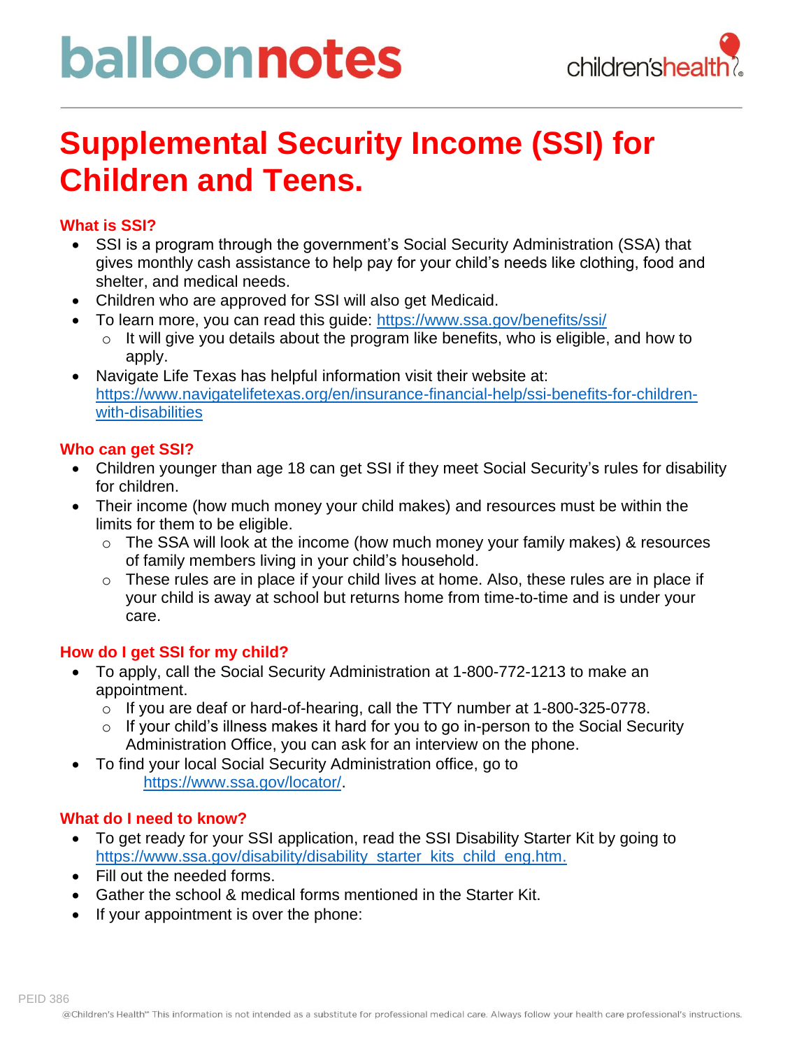# balloonnotes

# Supplemental Security Income (SSI) for Children and Teens.

### What is SSI?

- SSI is a program through the government's Social Security Administration (SSA) that gives monthly cash assistance to help pay for your child's needs like clothing, food and shelter, and medical needs.
- Children who are approved for SSI will also get Medicaid.
- To learn more, you can read this guide: https://www.ssa.gov/benefits/ssi/
  - It will give you details about the program like benefits, who is eligible, and how to apply.
- Navigate Life Texas has helpful information visit their website at: https://www.navigatelifetexas.org/en/insurance-financial-help/ssi-benefits-for-children-with-disabilities

### Who can get SSI?

- Children younger than age 18 can get SSI if they meet Social Security's rules for disability for children.
- Their income (how much money your child makes) and resources must be within the limits for them to be eligible.
  - The SSA will look at the income (how much money your family makes) & resources of family members living in your child's household.
  - These rules are in place if your child lives at home. Also, these rules are in place if your child is away at school but returns home from time-to-time and is under your care.

### How do I get SSI for my child?

- To apply, call the Social Security Administration at 1-800-772-1213 to make an appointment.
  - If you are deaf or hard-of-hearing, call the TTY number at 1-800-325-0778.
  - If your child's illness makes it hard for you to go in-person to the Social Security Administration Office, you can ask for an interview on the phone.
- To find your local Social Security Administration office, go to https://www.ssa.gov/locator/.

### What do I need to know?

- To get ready for your SSI application, read the SSI Disability Starter Kit by going to https://www.ssa.gov/disability/disability_starter_kits_child_eng.htm.
- Fill out the needed forms.
- Gather the school & medical forms mentioned in the Starter Kit.
- If your appointment is over the phone: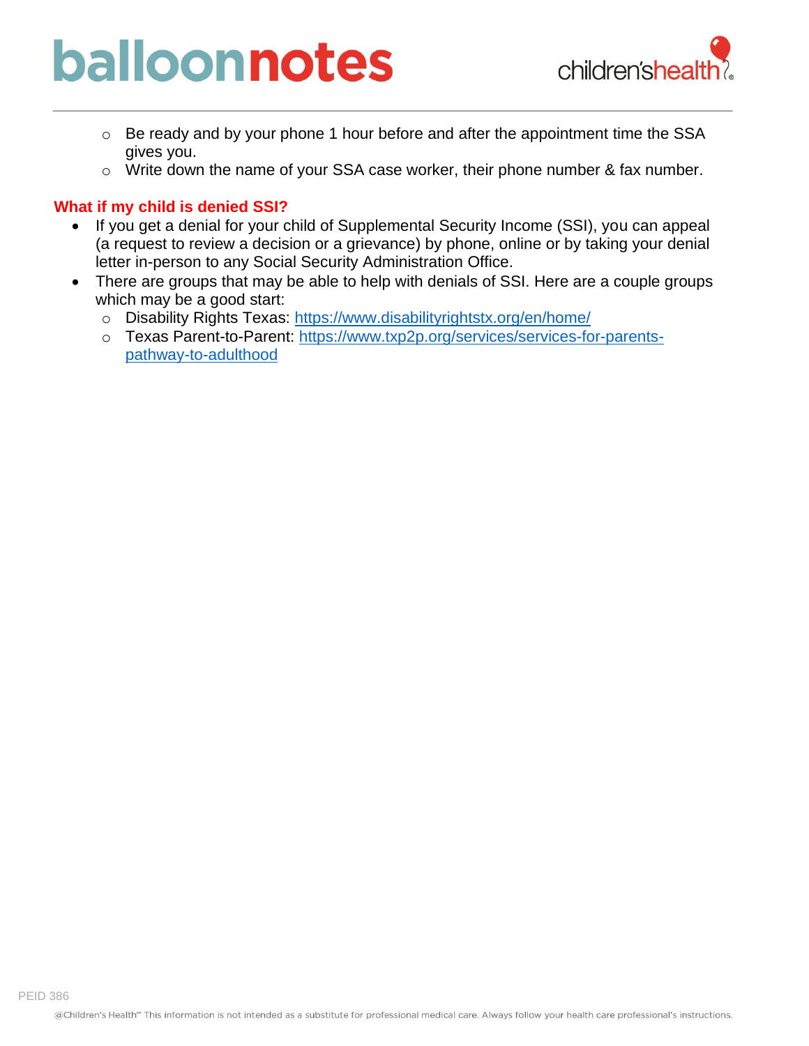- Be ready and by your phone 1 hour before and after the appointment time the SSA gives you.
- Write down the name of your SSA case worker, their phone number & fax number.

## What if my child is denied SSI?

- If you get a denial for your child of Supplemental Security Income (SSI), you can appeal (a request to review a decision or a grievance) by phone, online or by taking your denial letter in-person to any Social Security Administration Office.
- There are groups that may be able to help with denials of SSI. Here are a couple groups which may be a good start:
  - Disability Rights Texas: https://www.disabilityrightstx.org/en/home/
  - Texas Parent-to-Parent: https://www.txp2p.org/services/services-for-parents-pathway-to-adulthood

PEID 386

@Children's Health℠ This information is not intended as a substitute for professional medical care. Always follow your health care professional's instructions.